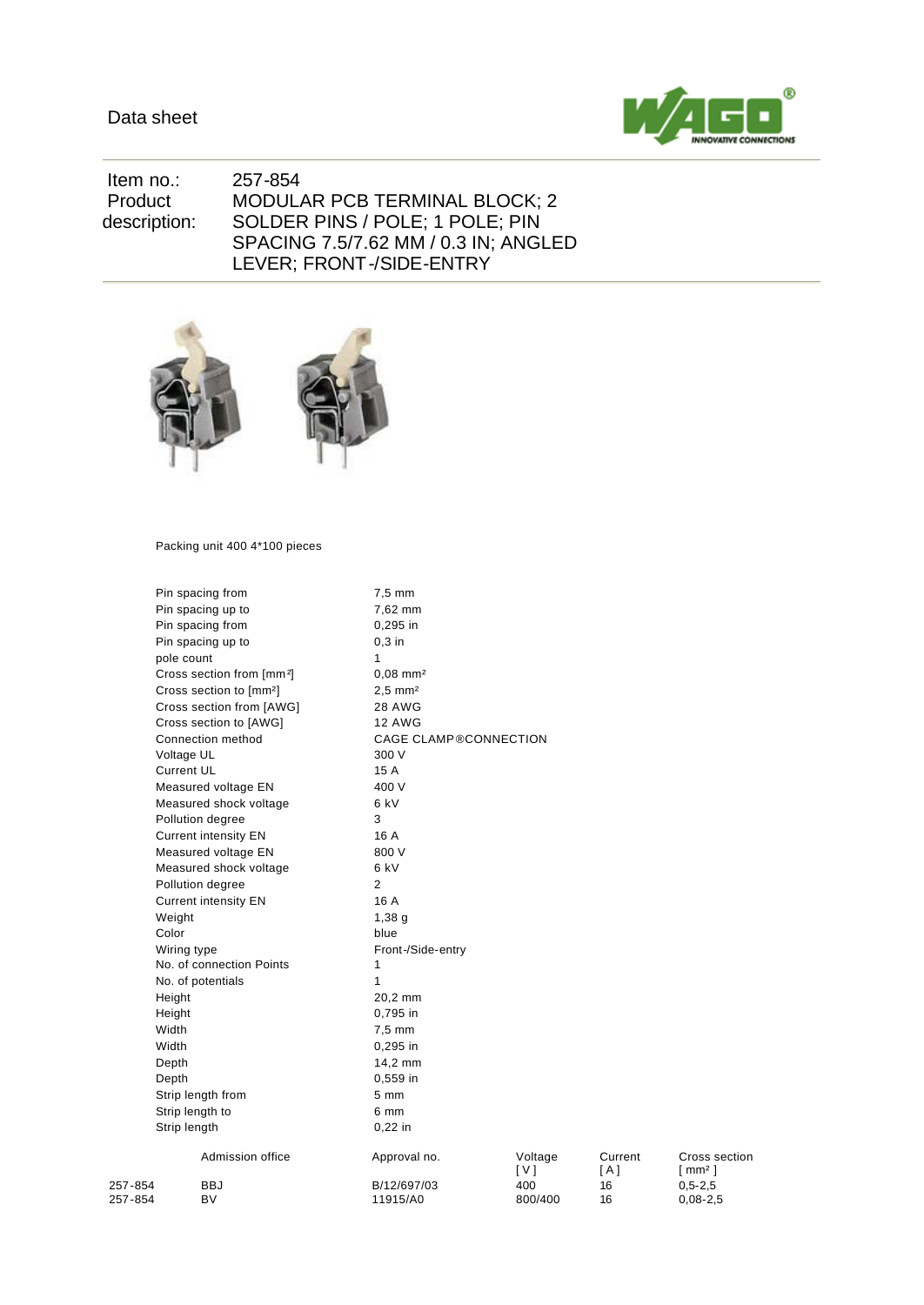Data sheet

| Item no.: | 257-854 |
|---|---|
| Product description: | MODULAR PCB TERMINAL BLOCK; 2 SOLDER PINS / POLE; 1 POLE; PIN SPACING 7.5/7.62 MM / 0.3 IN; ANGLED LEVER; FRONT-/SIDE-ENTRY |

Packing unit 400 4*100 pieces

| | |
|---|---|
| Pin spacing from | 7,5 mm |
| Pin spacing up to | 7,62 mm |
| Pin spacing from | 0,295 in |
| Pin spacing up to | 0,3 in |
| pole count | 1 |
| Cross section from [mm²] | 0,08 mm² |
| Cross section to [mm²] | 2,5 mm² |
| Cross section from [AWG] | 28 AWG |
| Cross section to [AWG] | 12 AWG |
| Connection method | CAGE CLAMP®CONNECTION |
| Voltage UL | 300 V |
| Current UL | 15 A |
| Measured voltage EN | 400 V |
| Measured shock voltage | 6 kV |
| Pollution degree | 3 |
| Current intensity EN | 16 A |
| Measured voltage EN | 800 V |
| Measured shock voltage | 6 kV |
| Pollution degree | 2 |
| Current intensity EN | 16 A |
| Weight | 1,38 g |
| Color | blue |
| Wiring type | Front-/Side-entry |
| No. of connection Points | 1 |
| No. of potentials | 1 |
| Height | 20,2 mm |
| Height | 0,795 in |
| Width | 7,5 mm |
| Width | 0,295 in |
| Depth | 14,2 mm |
| Depth | 0,559 in |
| Strip length from | 5 mm |
| Strip length to | 6 mm |
| Strip length | 0,22 in |

| | Admission office | Approval no. | Voltage [ V ] | Current [ A ] | Cross section [ mm² ] |
|---|---|---|---|---|---|
| 257-854 | BBJ | B/12/697/03 | 400 | 16 | 0,5-2,5 |
| 257-854 | BV | 11915/A0 | 800/400 | 16 | 0,08-2,5 |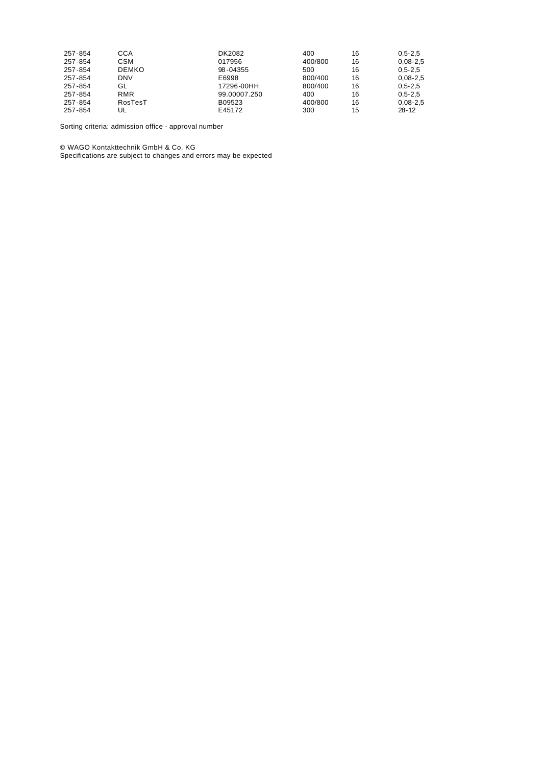| | | | | | |
|---|---|---|---|---|---|
| 257-854 | CCA | DK2082 | 400 | 16 | 0,5-2,5 |
| 257-854 | CSM | 017956 | 400/800 | 16 | 0,08-2,5 |
| 257-854 | DEMKO | 98-04355 | 500 | 16 | 0,5-2,5 |
| 257-854 | DNV | E6998 | 800/400 | 16 | 0,08-2,5 |
| 257-854 | GL | 17296-00HH | 800/400 | 16 | 0,5-2,5 |
| 257-854 | RMR | 99.00007.250 | 400 | 16 | 0,5-2,5 |
| 257-854 | RosTesT | B09523 | 400/800 | 16 | 0,08-2,5 |
| 257-854 | UL | E45172 | 300 | 15 | 28-12 |

Sorting criteria: admission office - approval number

© WAGO Kontakttechnik GmbH & Co. KG
Specifications are subject to changes and errors may be expected